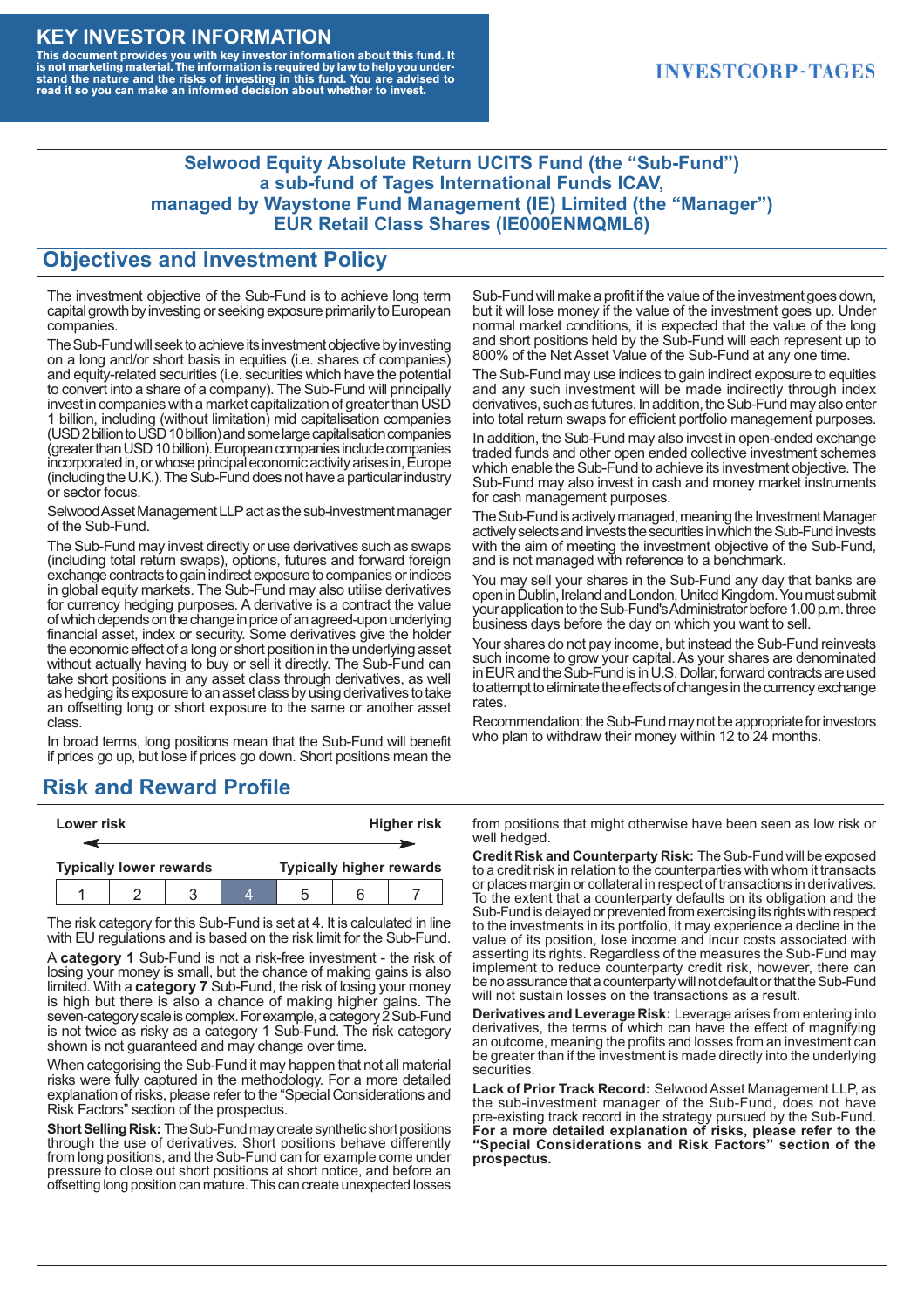# KEY INVESTOR INFORMATION

**This document provides you with key investor information about this fund. It is not marketing material. The information is required by law to help you understand the nature and the risks of investing in this fund. You are advised to read it so you can make an informed decision about whether to invest.**

INVESTCORP-TAGES

**Selwood Equity Absolute Return UCITS Fund (the "Sub-Fund")**
**a sub-fund of Tages International Funds ICAV,**
**managed by Waystone Fund Management (IE) Limited (the "Manager")**
**EUR Retail Class Shares (IE000ENMQML6)**

## Objectives and Investment Policy

The investment objective of the Sub-Fund is to achieve long term capital growth by investing or seeking exposure primarily to European companies.

The Sub-Fund will seek to achieve its investment objective by investing on a long and/or short basis in equities (i.e. shares of companies) and equity-related securities (i.e. securities which have the potential to convert into a share of a company). The Sub-Fund will principally invest in companies with a market capitalization of greater than USD 1 billion, including (without limitation) mid capitalisation companies (USD 2 billion to USD 10 billion) and some large capitalisation companies (greater than USD 10 billion). European companies include companies incorporated in, or whose principal economic activity arises in, Europe (including the U.K.). The Sub-Fund does not have a particular industry or sector focus.

Selwood Asset Management LLP act as the sub-investment manager of the Sub-Fund.

The Sub-Fund may invest directly or use derivatives such as swaps (including total return swaps), options, futures and forward foreign exchange contracts to gain indirect exposure to companies or indices in global equity markets. The Sub-Fund may also utilise derivatives for currency hedging purposes. A derivative is a contract the value of which depends on the change in price of an agreed-upon underlying financial asset, index or security. Some derivatives give the holder the economic effect of a long or short position in the underlying asset without actually having to buy or sell it directly. The Sub-Fund can take short positions in any asset class through derivatives, as well as hedging its exposure to an asset class by using derivatives to take an offsetting long or short exposure to the same or another asset class.

In broad terms, long positions mean that the Sub-Fund will benefit if prices go up, but lose if prices go down. Short positions mean the Sub-Fund will make a profit if the value of the investment goes down, but it will lose money if the value of the investment goes up. Under normal market conditions, it is expected that the value of the long and short positions held by the Sub-Fund will each represent up to 800% of the Net Asset Value of the Sub-Fund at any one time.

The Sub-Fund may use indices to gain indirect exposure to equities and any such investment will be made indirectly through index derivatives, such as futures. In addition, the Sub-Fund may also enter into total return swaps for efficient portfolio management purposes.

In addition, the Sub-Fund may also invest in open-ended exchange traded funds and other open ended collective investment schemes which enable the Sub-Fund to achieve its investment objective. The Sub-Fund may also invest in cash and money market instruments for cash management purposes.

The Sub-Fund is actively managed, meaning the Investment Manager actively selects and invests the securities in which the Sub-Fund invests with the aim of meeting the investment objective of the Sub-Fund, and is not managed with reference to a benchmark.

You may sell your shares in the Sub-Fund any day that banks are open in Dublin, Ireland and London, United Kingdom. You must submit your application to the Sub-Fund's Administrator before 1.00 p.m. three business days before the day on which you want to sell.

Your shares do not pay income, but instead the Sub-Fund reinvests such income to grow your capital. As your shares are denominated in EUR and the Sub-Fund is in U.S. Dollar, forward contracts are used to attempt to eliminate the effects of changes in the currency exchange rates.

Recommendation: the Sub-Fund may not be appropriate for investors who plan to withdraw their money within 12 to 24 months.

## Risk and Reward Profile

| Lower risk | | | | | | Higher risk |
|---|---|---|---|---|---|---|
| Typically lower rewards | | | | | | Typically higher rewards |
| 1 | 2 | 3 | **4** | 5 | 6 | 7 |

The risk category for this Sub-Fund is set at 4. It is calculated in line with EU regulations and is based on the risk limit for the Sub-Fund.

A **category 1** Sub-Fund is not a risk-free investment - the risk of losing your money is small, but the chance of making gains is also limited. With a **category 7** Sub-Fund, the risk of losing your money is high but there is also a chance of making higher gains. The seven-category scale is complex. For example, a category 2 Sub-Fund is not twice as risky as a category 1 Sub-Fund. The risk category shown is not guaranteed and may change over time.

When categorising the Sub-Fund it may happen that not all material risks were fully captured in the methodology. For a more detailed explanation of risks, please refer to the "Special Considerations and Risk Factors" section of the prospectus.

**Short Selling Risk:** The Sub-Fund may create synthetic short positions through the use of derivatives. Short positions behave differently from long positions, and the Sub-Fund can for example come under pressure to close out short positions at short notice, and before an offsetting long position can mature. This can create unexpected losses from positions that might otherwise have been seen as low risk or well hedged.

**Credit Risk and Counterparty Risk:** The Sub-Fund will be exposed to a credit risk in relation to the counterparties with whom it transacts or places margin or collateral in respect of transactions in derivatives. To the extent that a counterparty defaults on its obligation and the Sub-Fund is delayed or prevented from exercising its rights with respect to the investments in its portfolio, it may experience a decline in the value of its position, lose income and incur costs associated with asserting its rights. Regardless of the measures the Sub-Fund may implement to reduce counterparty credit risk, however, there can be no assurance that a counterparty will not default or that the Sub-Fund will not sustain losses on the transactions as a result.

**Derivatives and Leverage Risk:** Leverage arises from entering into derivatives, the terms of which can have the effect of magnifying an outcome, meaning the profits and losses from an investment can be greater than if the investment is made directly into the underlying securities.

**Lack of Prior Track Record:** Selwood Asset Management LLP, as the sub-investment manager of the Sub-Fund, does not have pre-existing track record in the strategy pursued by the Sub-Fund. **For a more detailed explanation of risks, please refer to the "Special Considerations and Risk Factors" section of the prospectus.**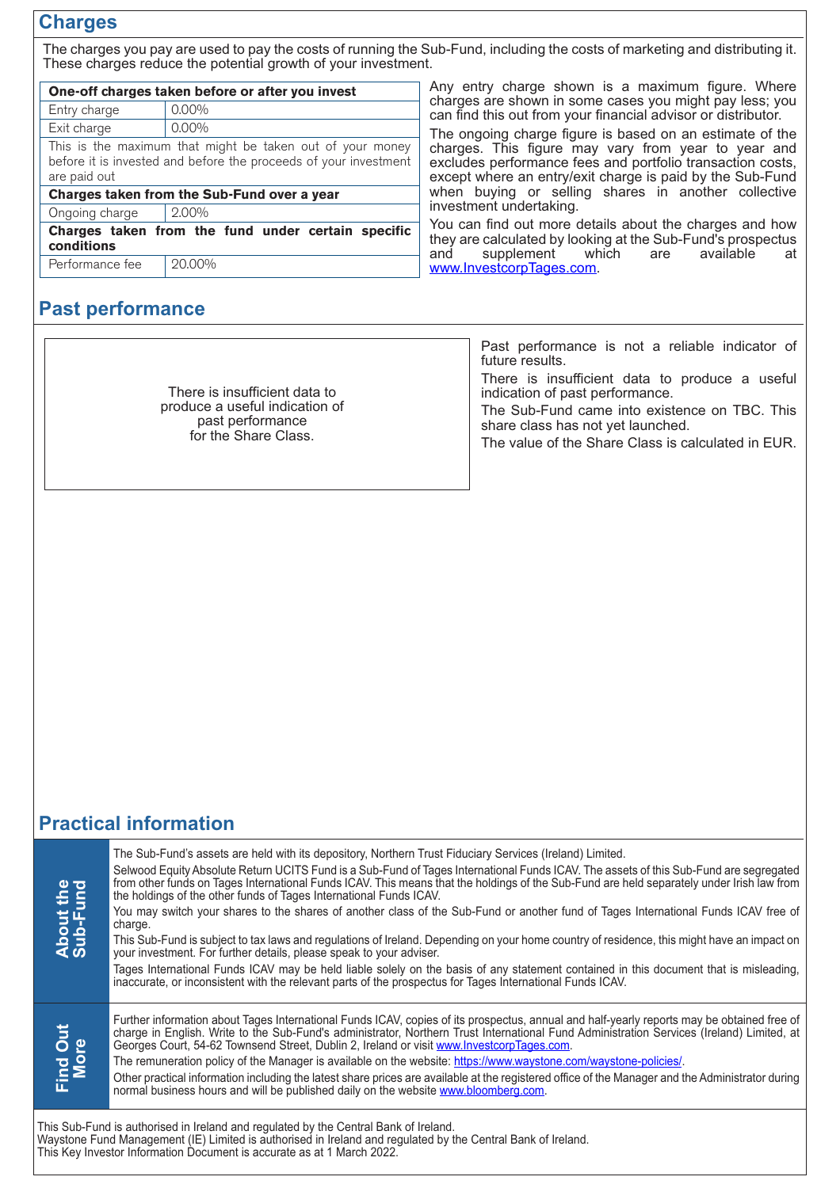## Charges

The charges you pay are used to pay the costs of running the Sub-Fund, including the costs of marketing and distributing it. These charges reduce the potential growth of your investment.

| **One-off charges taken before or after you invest** | |
|---|---|
| Entry charge | 0.00% |
| Exit charge | 0.00% |
| This is the maximum that might be taken out of your money before it is invested and before the proceeds of your investment are paid out | |
| **Charges taken from the Sub-Fund over a year** | |
| Ongoing charge | 2.00% |
| **Charges taken from the fund under certain specific conditions** | |
| Performance fee | 20.00% |

Any entry charge shown is a maximum figure. Where charges are shown in some cases you might pay less; you can find this out from your financial advisor or distributor.

The ongoing charge figure is based on an estimate of the charges. This figure may vary from year to year and excludes performance fees and portfolio transaction costs, except where an entry/exit charge is paid by the Sub-Fund when buying or selling shares in another collective investment undertaking.

You can find out more details about the charges and how they are calculated by looking at the Sub-Fund's prospectus and supplement which are available at www.InvestcorpTages.com.

## Past performance

There is insufficient data to produce a useful indication of past performance for the Share Class.

Past performance is not a reliable indicator of future results.

There is insufficient data to produce a useful indication of past performance.

The Sub-Fund came into existence on TBC. This share class has not yet launched.

The value of the Share Class is calculated in EUR.

## Practical information

### About the Sub-Fund

The Sub-Fund's assets are held with its depository, Northern Trust Fiduciary Services (Ireland) Limited.

Selwood Equity Absolute Return UCITS Fund is a Sub-Fund of Tages International Funds ICAV. The assets of this Sub-Fund are segregated from other funds on Tages International Funds ICAV. This means that the holdings of the Sub-Fund are held separately under Irish law from the holdings of the other funds of Tages International Funds ICAV.

You may switch your shares to the shares of another class of the Sub-Fund or another fund of Tages International Funds ICAV free of charge.

This Sub-Fund is subject to tax laws and regulations of Ireland. Depending on your home country of residence, this might have an impact on your investment. For further details, please speak to your adviser.

Tages International Funds ICAV may be held liable solely on the basis of any statement contained in this document that is misleading, inaccurate, or inconsistent with the relevant parts of the prospectus for Tages International Funds ICAV.

### Find Out More

Further information about Tages International Funds ICAV, copies of its prospectus, annual and half-yearly reports may be obtained free of charge in English. Write to the Sub-Fund's administrator, Northern Trust International Fund Administration Services (Ireland) Limited, at Georges Court, 54-62 Townsend Street, Dublin 2, Ireland or visit www.InvestcorpTages.com.

The remuneration policy of the Manager is available on the website: https://www.waystone.com/waystone-policies/.

Other practical information including the latest share prices are available at the registered office of the Manager and the Administrator during normal business hours and will be published daily on the website www.bloomberg.com.

This Sub-Fund is authorised in Ireland and regulated by the Central Bank of Ireland.
Waystone Fund Management (IE) Limited is authorised in Ireland and regulated by the Central Bank of Ireland.
This Key Investor Information Document is accurate as at 1 March 2022.